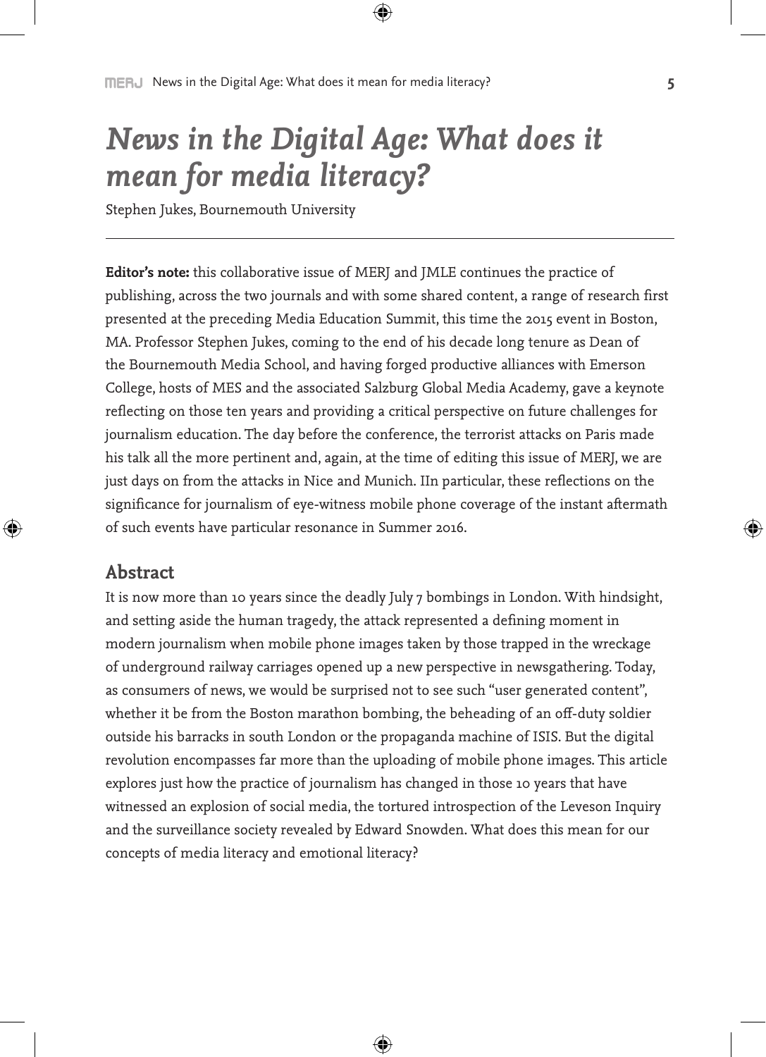# *News in the Digital Age: What does it mean for media literacy?*

Stephen Jukes, Bournemouth University

---

**Editor's note:** this collaborative issue of MERJ and JMLE continues the practice of publishing, across the two journals and with some shared content, a range of research first presented at the preceding Media Education Summit, this time the 2015 event in Boston, MA. Professor Stephen Jukes, coming to the end of his decade long tenure as Dean of the Bournemouth Media School, and having forged productive alliances with Emerson College, hosts of MES and the associated Salzburg Global Media Academy, gave a keynote reflecting on those ten years and providing a critical perspective on future challenges for journalism education. The day before the conference, the terrorist attacks on Paris made his talk all the more pertinent and, again, at the time of editing this issue of MERJ, we are just days on from the attacks in Nice and Munich. IIn particular, these reflections on the significance for journalism of eye-witness mobile phone coverage of the instant aftermath of such events have particular resonance in Summer 2016.

## Abstract

It is now more than 10 years since the deadly July 7 bombings in London. With hindsight, and setting aside the human tragedy, the attack represented a defining moment in modern journalism when mobile phone images taken by those trapped in the wreckage of underground railway carriages opened up a new perspective in newsgathering. Today, as consumers of news, we would be surprised not to see such "user generated content", whether it be from the Boston marathon bombing, the beheading of an off-duty soldier outside his barracks in south London or the propaganda machine of ISIS. But the digital revolution encompasses far more than the uploading of mobile phone images. This article explores just how the practice of journalism has changed in those 10 years that have witnessed an explosion of social media, the tortured introspection of the Leveson Inquiry and the surveillance society revealed by Edward Snowden. What does this mean for our concepts of media literacy and emotional literacy?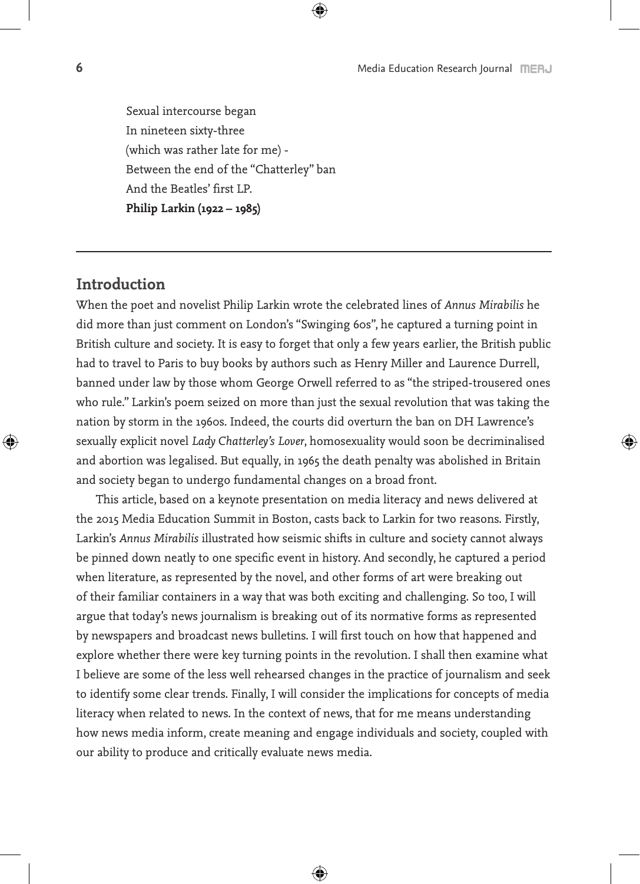Sexual intercourse began  
In nineteen sixty-three  
(which was rather late for me) -  
Between the end of the "Chatterley" ban  
And the Beatles' first LP.  
**Philip Larkin (1922 – 1985)**

---

## Introduction

When the poet and novelist Philip Larkin wrote the celebrated lines of *Annus Mirabilis* he did more than just comment on London's "Swinging 60s", he captured a turning point in British culture and society. It is easy to forget that only a few years earlier, the British public had to travel to Paris to buy books by authors such as Henry Miller and Laurence Durrell, banned under law by those whom George Orwell referred to as "the striped-trousered ones who rule." Larkin's poem seized on more than just the sexual revolution that was taking the nation by storm in the 1960s. Indeed, the courts did overturn the ban on DH Lawrence's sexually explicit novel *Lady Chatterley's Lover*, homosexuality would soon be decriminalised and abortion was legalised. But equally, in 1965 the death penalty was abolished in Britain and society began to undergo fundamental changes on a broad front.

This article, based on a keynote presentation on media literacy and news delivered at the 2015 Media Education Summit in Boston, casts back to Larkin for two reasons. Firstly, Larkin's *Annus Mirabilis* illustrated how seismic shifts in culture and society cannot always be pinned down neatly to one specific event in history. And secondly, he captured a period when literature, as represented by the novel, and other forms of art were breaking out of their familiar containers in a way that was both exciting and challenging. So too, I will argue that today's news journalism is breaking out of its normative forms as represented by newspapers and broadcast news bulletins. I will first touch on how that happened and explore whether there were key turning points in the revolution. I shall then examine what I believe are some of the less well rehearsed changes in the practice of journalism and seek to identify some clear trends. Finally, I will consider the implications for concepts of media literacy when related to news. In the context of news, that for me means understanding how news media inform, create meaning and engage individuals and society, coupled with our ability to produce and critically evaluate news media.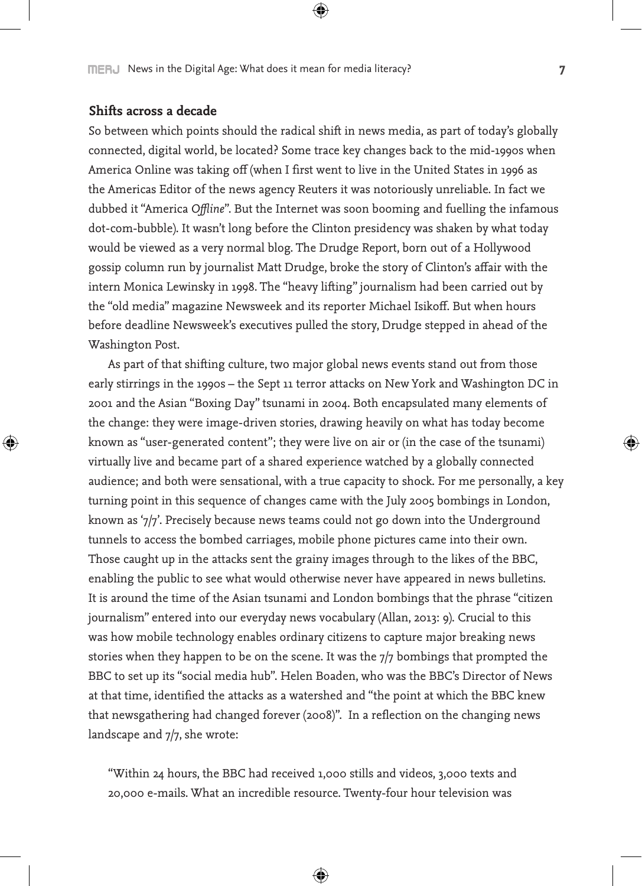## Shifts across a decade

So between which points should the radical shift in news media, as part of today's globally connected, digital world, be located? Some trace key changes back to the mid-1990s when America Online was taking off (when I first went to live in the United States in 1996 as the Americas Editor of the news agency Reuters it was notoriously unreliable. In fact we dubbed it "America *Offline*". But the Internet was soon booming and fuelling the infamous dot-com-bubble). It wasn't long before the Clinton presidency was shaken by what today would be viewed as a very normal blog. The Drudge Report, born out of a Hollywood gossip column run by journalist Matt Drudge, broke the story of Clinton's affair with the intern Monica Lewinsky in 1998. The "heavy lifting" journalism had been carried out by the "old media" magazine Newsweek and its reporter Michael Isikoff. But when hours before deadline Newsweek's executives pulled the story, Drudge stepped in ahead of the Washington Post.

As part of that shifting culture, two major global news events stand out from those early stirrings in the 1990s – the Sept 11 terror attacks on New York and Washington DC in 2001 and the Asian "Boxing Day" tsunami in 2004. Both encapsulated many elements of the change: they were image-driven stories, drawing heavily on what has today become known as "user-generated content"; they were live on air or (in the case of the tsunami) virtually live and became part of a shared experience watched by a globally connected audience; and both were sensational, with a true capacity to shock. For me personally, a key turning point in this sequence of changes came with the July 2005 bombings in London, known as '7/7'. Precisely because news teams could not go down into the Underground tunnels to access the bombed carriages, mobile phone pictures came into their own. Those caught up in the attacks sent the grainy images through to the likes of the BBC, enabling the public to see what would otherwise never have appeared in news bulletins. It is around the time of the Asian tsunami and London bombings that the phrase "citizen journalism" entered into our everyday news vocabulary (Allan, 2013: 9). Crucial to this was how mobile technology enables ordinary citizens to capture major breaking news stories when they happen to be on the scene. It was the 7/7 bombings that prompted the BBC to set up its "social media hub". Helen Boaden, who was the BBC's Director of News at that time, identified the attacks as a watershed and "the point at which the BBC knew that newsgathering had changed forever (2008)". In a reflection on the changing news landscape and 7/7, she wrote:

> "Within 24 hours, the BBC had received 1,000 stills and videos, 3,000 texts and 20,000 e-mails. What an incredible resource. Twenty-four hour television was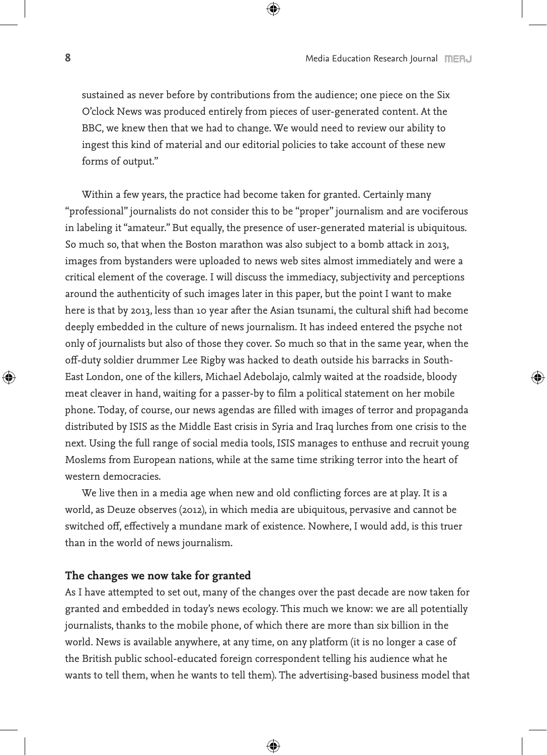sustained as never before by contributions from the audience; one piece on the Six O'clock News was produced entirely from pieces of user-generated content. At the BBC, we knew then that we had to change. We would need to review our ability to ingest this kind of material and our editorial policies to take account of these new forms of output."

Within a few years, the practice had become taken for granted. Certainly many "professional" journalists do not consider this to be "proper" journalism and are vociferous in labeling it "amateur." But equally, the presence of user-generated material is ubiquitous. So much so, that when the Boston marathon was also subject to a bomb attack in 2013, images from bystanders were uploaded to news web sites almost immediately and were a critical element of the coverage. I will discuss the immediacy, subjectivity and perceptions around the authenticity of such images later in this paper, but the point I want to make here is that by 2013, less than 10 year after the Asian tsunami, the cultural shift had become deeply embedded in the culture of news journalism. It has indeed entered the psyche not only of journalists but also of those they cover. So much so that in the same year, when the off-duty soldier drummer Lee Rigby was hacked to death outside his barracks in South-East London, one of the killers, Michael Adebolajo, calmly waited at the roadside, bloody meat cleaver in hand, waiting for a passer-by to film a political statement on her mobile phone. Today, of course, our news agendas are filled with images of terror and propaganda distributed by ISIS as the Middle East crisis in Syria and Iraq lurches from one crisis to the next. Using the full range of social media tools, ISIS manages to enthuse and recruit young Moslems from European nations, while at the same time striking terror into the heart of western democracies.

We live then in a media age when new and old conflicting forces are at play. It is a world, as Deuze observes (2012), in which media are ubiquitous, pervasive and cannot be switched off, effectively a mundane mark of existence. Nowhere, I would add, is this truer than in the world of news journalism.

## The changes we now take for granted

As I have attempted to set out, many of the changes over the past decade are now taken for granted and embedded in today's news ecology. This much we know: we are all potentially journalists, thanks to the mobile phone, of which there are more than six billion in the world. News is available anywhere, at any time, on any platform (it is no longer a case of the British public school-educated foreign correspondent telling his audience what he wants to tell them, when he wants to tell them). The advertising-based business model that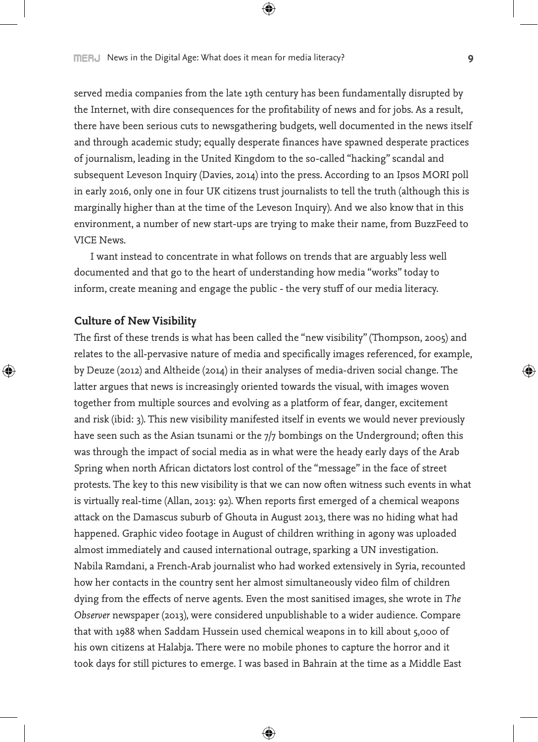served media companies from the late 19th century has been fundamentally disrupted by the Internet, with dire consequences for the profitability of news and for jobs. As a result, there have been serious cuts to newsgathering budgets, well documented in the news itself and through academic study; equally desperate finances have spawned desperate practices of journalism, leading in the United Kingdom to the so-called "hacking" scandal and subsequent Leveson Inquiry (Davies, 2014) into the press. According to an Ipsos MORI poll in early 2016, only one in four UK citizens trust journalists to tell the truth (although this is marginally higher than at the time of the Leveson Inquiry). And we also know that in this environment, a number of new start-ups are trying to make their name, from BuzzFeed to VICE News.

I want instead to concentrate in what follows on trends that are arguably less well documented and that go to the heart of understanding how media "works" today to inform, create meaning and engage the public - the very stuff of our media literacy.

**Culture of New Visibility**

The first of these trends is what has been called the "new visibility" (Thompson, 2005) and relates to the all-pervasive nature of media and specifically images referenced, for example, by Deuze (2012) and Altheide (2014) in their analyses of media-driven social change. The latter argues that news is increasingly oriented towards the visual, with images woven together from multiple sources and evolving as a platform of fear, danger, excitement and risk (ibid: 3). This new visibility manifested itself in events we would never previously have seen such as the Asian tsunami or the 7/7 bombings on the Underground; often this was through the impact of social media as in what were the heady early days of the Arab Spring when north African dictators lost control of the "message" in the face of street protests. The key to this new visibility is that we can now often witness such events in what is virtually real-time (Allan, 2013: 92). When reports first emerged of a chemical weapons attack on the Damascus suburb of Ghouta in August 2013, there was no hiding what had happened. Graphic video footage in August of children writhing in agony was uploaded almost immediately and caused international outrage, sparking a UN investigation. Nabila Ramdani, a French-Arab journalist who had worked extensively in Syria, recounted how her contacts in the country sent her almost simultaneously video film of children dying from the effects of nerve agents. Even the most sanitised images, she wrote in *The Observer* newspaper (2013), were considered unpublishable to a wider audience. Compare that with 1988 when Saddam Hussein used chemical weapons in to kill about 5,000 of his own citizens at Halabja. There were no mobile phones to capture the horror and it took days for still pictures to emerge. I was based in Bahrain at the time as a Middle East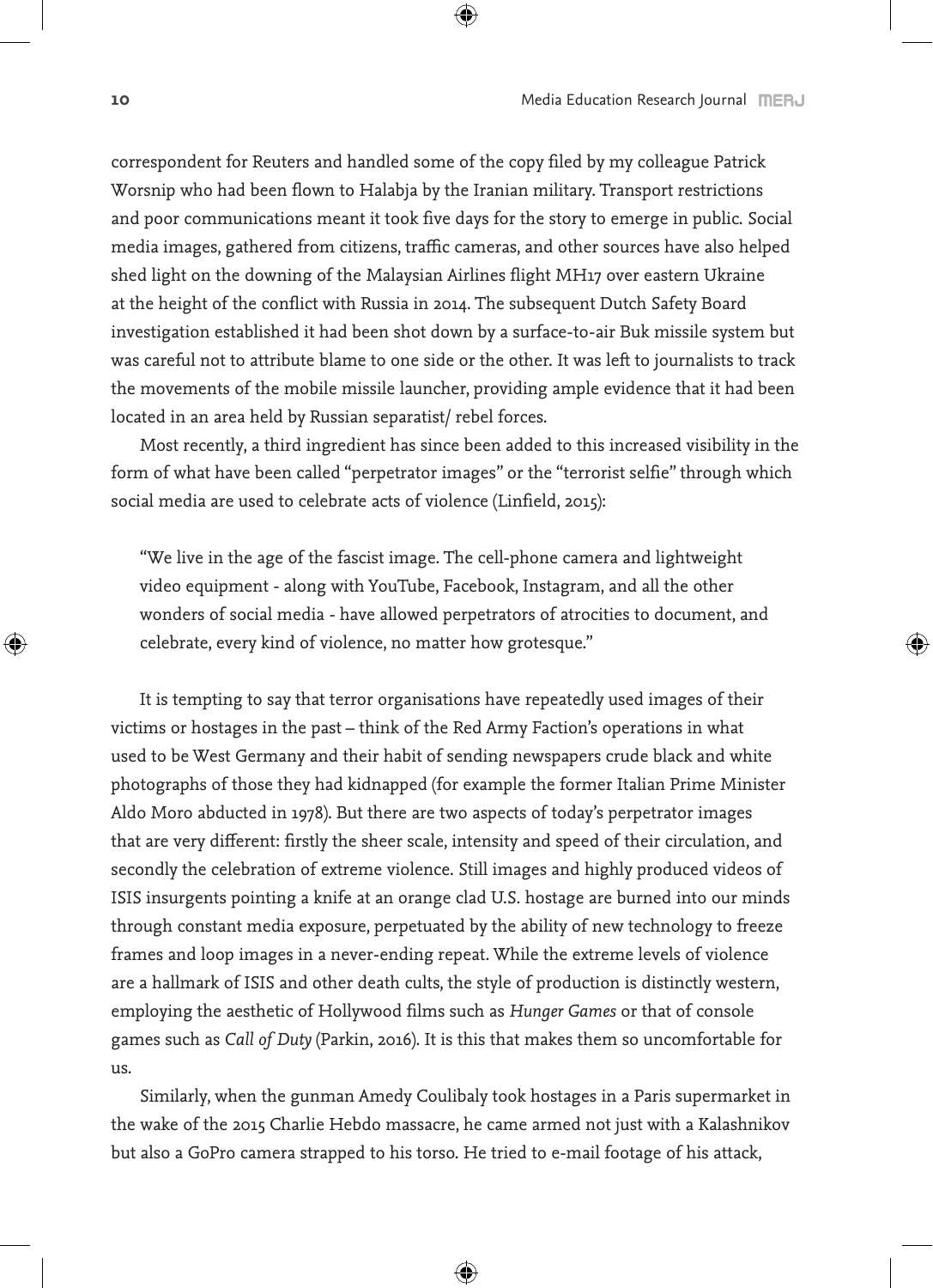correspondent for Reuters and handled some of the copy filed by my colleague Patrick Worsnip who had been flown to Halabja by the Iranian military. Transport restrictions and poor communications meant it took five days for the story to emerge in public. Social media images, gathered from citizens, traffic cameras, and other sources have also helped shed light on the downing of the Malaysian Airlines flight MH17 over eastern Ukraine at the height of the conflict with Russia in 2014. The subsequent Dutch Safety Board investigation established it had been shot down by a surface-to-air Buk missile system but was careful not to attribute blame to one side or the other. It was left to journalists to track the movements of the mobile missile launcher, providing ample evidence that it had been located in an area held by Russian separatist/ rebel forces.

Most recently, a third ingredient has since been added to this increased visibility in the form of what have been called "perpetrator images" or the "terrorist selfie" through which social media are used to celebrate acts of violence (Linfield, 2015):

> "We live in the age of the fascist image. The cell-phone camera and lightweight video equipment - along with YouTube, Facebook, Instagram, and all the other wonders of social media - have allowed perpetrators of atrocities to document, and celebrate, every kind of violence, no matter how grotesque."

It is tempting to say that terror organisations have repeatedly used images of their victims or hostages in the past – think of the Red Army Faction's operations in what used to be West Germany and their habit of sending newspapers crude black and white photographs of those they had kidnapped (for example the former Italian Prime Minister Aldo Moro abducted in 1978). But there are two aspects of today's perpetrator images that are very different: firstly the sheer scale, intensity and speed of their circulation, and secondly the celebration of extreme violence. Still images and highly produced videos of ISIS insurgents pointing a knife at an orange clad U.S. hostage are burned into our minds through constant media exposure, perpetuated by the ability of new technology to freeze frames and loop images in a never-ending repeat. While the extreme levels of violence are a hallmark of ISIS and other death cults, the style of production is distinctly western, employing the aesthetic of Hollywood films such as *Hunger Games* or that of console games such as *Call of Duty* (Parkin, 2016). It is this that makes them so uncomfortable for us.

Similarly, when the gunman Amedy Coulibaly took hostages in a Paris supermarket in the wake of the 2015 Charlie Hebdo massacre, he came armed not just with a Kalashnikov but also a GoPro camera strapped to his torso. He tried to e-mail footage of his attack,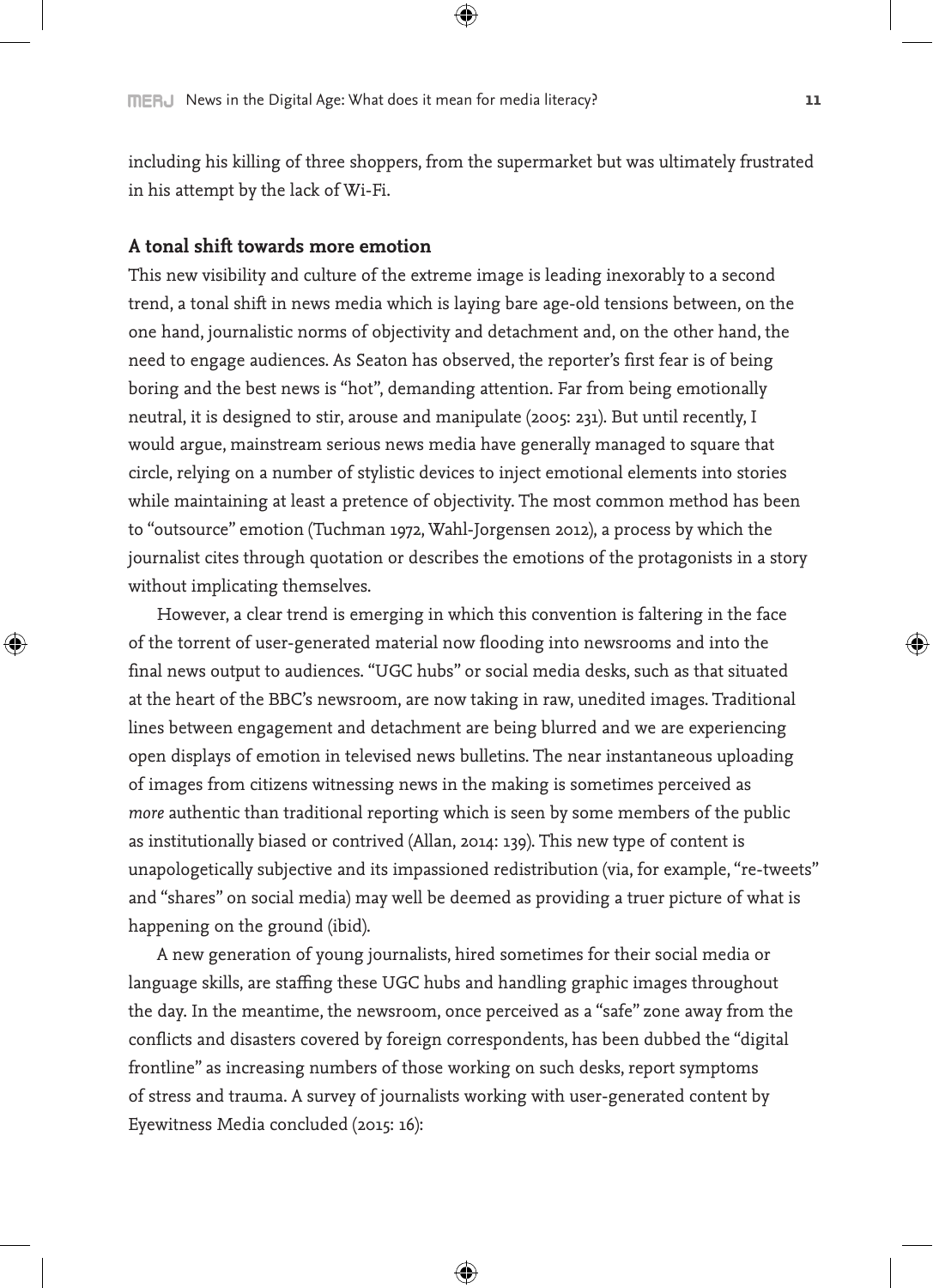including his killing of three shoppers, from the supermarket but was ultimately frustrated in his attempt by the lack of Wi-Fi.

**A tonal shift towards more emotion**

This new visibility and culture of the extreme image is leading inexorably to a second trend, a tonal shift in news media which is laying bare age-old tensions between, on the one hand, journalistic norms of objectivity and detachment and, on the other hand, the need to engage audiences. As Seaton has observed, the reporter's first fear is of being boring and the best news is "hot", demanding attention. Far from being emotionally neutral, it is designed to stir, arouse and manipulate (2005: 231). But until recently, I would argue, mainstream serious news media have generally managed to square that circle, relying on a number of stylistic devices to inject emotional elements into stories while maintaining at least a pretence of objectivity. The most common method has been to "outsource" emotion (Tuchman 1972, Wahl-Jorgensen 2012), a process by which the journalist cites through quotation or describes the emotions of the protagonists in a story without implicating themselves.

However, a clear trend is emerging in which this convention is faltering in the face of the torrent of user-generated material now flooding into newsrooms and into the final news output to audiences. "UGC hubs" or social media desks, such as that situated at the heart of the BBC's newsroom, are now taking in raw, unedited images. Traditional lines between engagement and detachment are being blurred and we are experiencing open displays of emotion in televised news bulletins. The near instantaneous uploading of images from citizens witnessing news in the making is sometimes perceived as *more* authentic than traditional reporting which is seen by some members of the public as institutionally biased or contrived (Allan, 2014: 139). This new type of content is unapologetically subjective and its impassioned redistribution (via, for example, "re-tweets" and "shares" on social media) may well be deemed as providing a truer picture of what is happening on the ground (ibid).

A new generation of young journalists, hired sometimes for their social media or language skills, are staffing these UGC hubs and handling graphic images throughout the day. In the meantime, the newsroom, once perceived as a "safe" zone away from the conflicts and disasters covered by foreign correspondents, has been dubbed the "digital frontline" as increasing numbers of those working on such desks, report symptoms of stress and trauma. A survey of journalists working with user-generated content by Eyewitness Media concluded (2015: 16):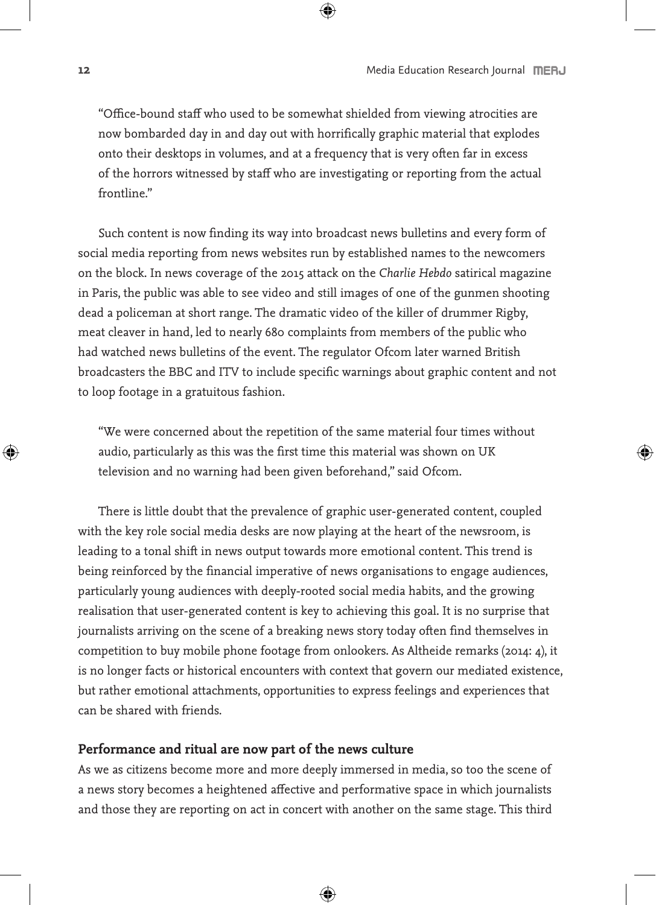> "Office-bound staff who used to be somewhat shielded from viewing atrocities are now bombarded day in and day out with horrifically graphic material that explodes onto their desktops in volumes, and at a frequency that is very often far in excess of the horrors witnessed by staff who are investigating or reporting from the actual frontline."

Such content is now finding its way into broadcast news bulletins and every form of social media reporting from news websites run by established names to the newcomers on the block. In news coverage of the 2015 attack on the *Charlie Hebdo* satirical magazine in Paris, the public was able to see video and still images of one of the gunmen shooting dead a policeman at short range. The dramatic video of the killer of drummer Rigby, meat cleaver in hand, led to nearly 680 complaints from members of the public who had watched news bulletins of the event. The regulator Ofcom later warned British broadcasters the BBC and ITV to include specific warnings about graphic content and not to loop footage in a gratuitous fashion.

> "We were concerned about the repetition of the same material four times without audio, particularly as this was the first time this material was shown on UK television and no warning had been given beforehand," said Ofcom.

There is little doubt that the prevalence of graphic user-generated content, coupled with the key role social media desks are now playing at the heart of the newsroom, is leading to a tonal shift in news output towards more emotional content. This trend is being reinforced by the financial imperative of news organisations to engage audiences, particularly young audiences with deeply-rooted social media habits, and the growing realisation that user-generated content is key to achieving this goal. It is no surprise that journalists arriving on the scene of a breaking news story today often find themselves in competition to buy mobile phone footage from onlookers. As Altheide remarks (2014: 4), it is no longer facts or historical encounters with context that govern our mediated existence, but rather emotional attachments, opportunities to express feelings and experiences that can be shared with friends.

### Performance and ritual are now part of the news culture

As we as citizens become more and more deeply immersed in media, so too the scene of a news story becomes a heightened affective and performative space in which journalists and those they are reporting on act in concert with another on the same stage. This third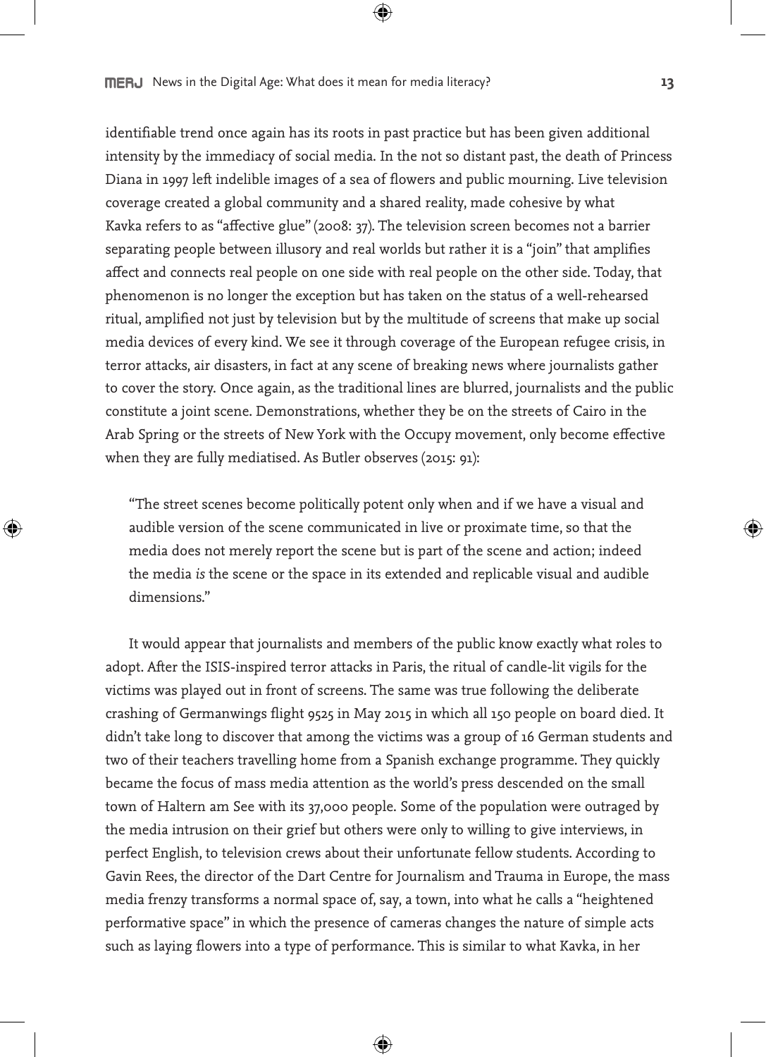identifiable trend once again has its roots in past practice but has been given additional intensity by the immediacy of social media. In the not so distant past, the death of Princess Diana in 1997 left indelible images of a sea of flowers and public mourning. Live television coverage created a global community and a shared reality, made cohesive by what Kavka refers to as "affective glue" (2008: 37). The television screen becomes not a barrier separating people between illusory and real worlds but rather it is a "join" that amplifies affect and connects real people on one side with real people on the other side. Today, that phenomenon is no longer the exception but has taken on the status of a well-rehearsed ritual, amplified not just by television but by the multitude of screens that make up social media devices of every kind. We see it through coverage of the European refugee crisis, in terror attacks, air disasters, in fact at any scene of breaking news where journalists gather to cover the story. Once again, as the traditional lines are blurred, journalists and the public constitute a joint scene. Demonstrations, whether they be on the streets of Cairo in the Arab Spring or the streets of New York with the Occupy movement, only become effective when they are fully mediatised. As Butler observes (2015: 91):

> "The street scenes become politically potent only when and if we have a visual and audible version of the scene communicated in live or proximate time, so that the media does not merely report the scene but is part of the scene and action; indeed the media *is* the scene or the space in its extended and replicable visual and audible dimensions."

It would appear that journalists and members of the public know exactly what roles to adopt. After the ISIS-inspired terror attacks in Paris, the ritual of candle-lit vigils for the victims was played out in front of screens. The same was true following the deliberate crashing of Germanwings flight 9525 in May 2015 in which all 150 people on board died. It didn't take long to discover that among the victims was a group of 16 German students and two of their teachers travelling home from a Spanish exchange programme. They quickly became the focus of mass media attention as the world's press descended on the small town of Haltern am See with its 37,000 people. Some of the population were outraged by the media intrusion on their grief but others were only to willing to give interviews, in perfect English, to television crews about their unfortunate fellow students. According to Gavin Rees, the director of the Dart Centre for Journalism and Trauma in Europe, the mass media frenzy transforms a normal space of, say, a town, into what he calls a "heightened performative space" in which the presence of cameras changes the nature of simple acts such as laying flowers into a type of performance. This is similar to what Kavka, in her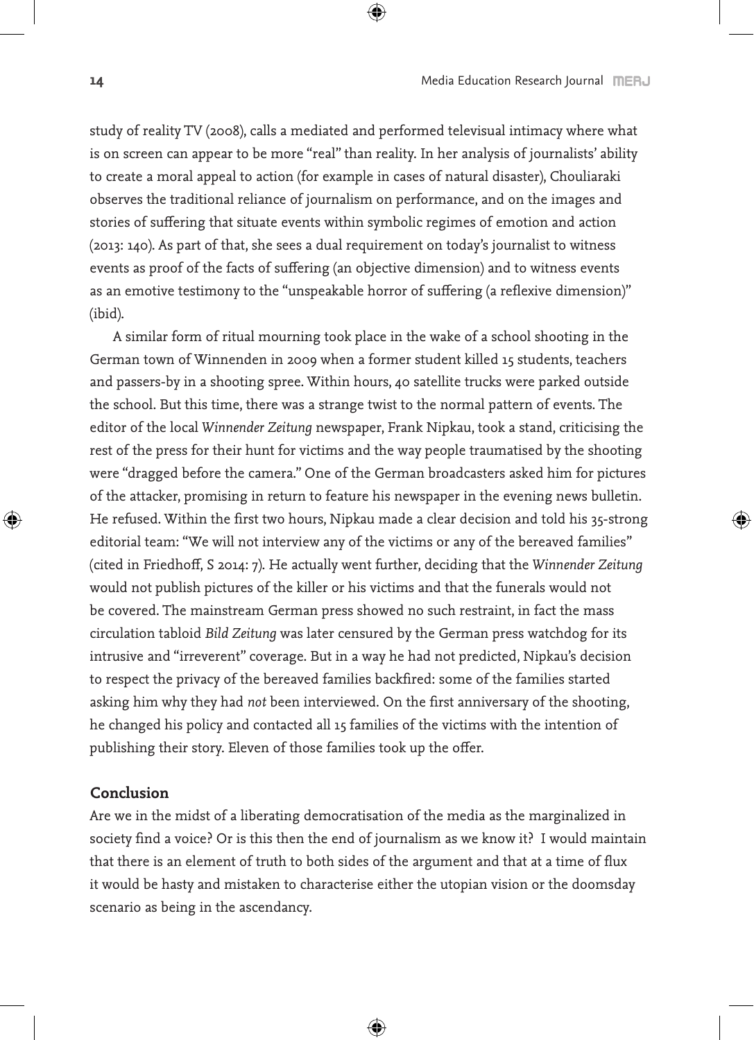study of reality TV (2008), calls a mediated and performed televisual intimacy where what is on screen can appear to be more "real" than reality. In her analysis of journalists' ability to create a moral appeal to action (for example in cases of natural disaster), Chouliaraki observes the traditional reliance of journalism on performance, and on the images and stories of suffering that situate events within symbolic regimes of emotion and action (2013: 140). As part of that, she sees a dual requirement on today's journalist to witness events as proof of the facts of suffering (an objective dimension) and to witness events as an emotive testimony to the "unspeakable horror of suffering (a reflexive dimension)" (ibid).

A similar form of ritual mourning took place in the wake of a school shooting in the German town of Winnenden in 2009 when a former student killed 15 students, teachers and passers-by in a shooting spree. Within hours, 40 satellite trucks were parked outside the school. But this time, there was a strange twist to the normal pattern of events. The editor of the local *Winnender Zeitung* newspaper, Frank Nipkau, took a stand, criticising the rest of the press for their hunt for victims and the way people traumatised by the shooting were "dragged before the camera." One of the German broadcasters asked him for pictures of the attacker, promising in return to feature his newspaper in the evening news bulletin. He refused. Within the first two hours, Nipkau made a clear decision and told his 35-strong editorial team: "We will not interview any of the victims or any of the bereaved families" (cited in Friedhoff, S 2014: 7). He actually went further, deciding that the *Winnender Zeitung* would not publish pictures of the killer or his victims and that the funerals would not be covered. The mainstream German press showed no such restraint, in fact the mass circulation tabloid *Bild Zeitung* was later censured by the German press watchdog for its intrusive and "irreverent" coverage. But in a way he had not predicted, Nipkau's decision to respect the privacy of the bereaved families backfired: some of the families started asking him why they had *not* been interviewed. On the first anniversary of the shooting, he changed his policy and contacted all 15 families of the victims with the intention of publishing their story. Eleven of those families took up the offer.

## Conclusion

Are we in the midst of a liberating democratisation of the media as the marginalized in society find a voice? Or is this then the end of journalism as we know it? I would maintain that there is an element of truth to both sides of the argument and that at a time of flux it would be hasty and mistaken to characterise either the utopian vision or the doomsday scenario as being in the ascendancy.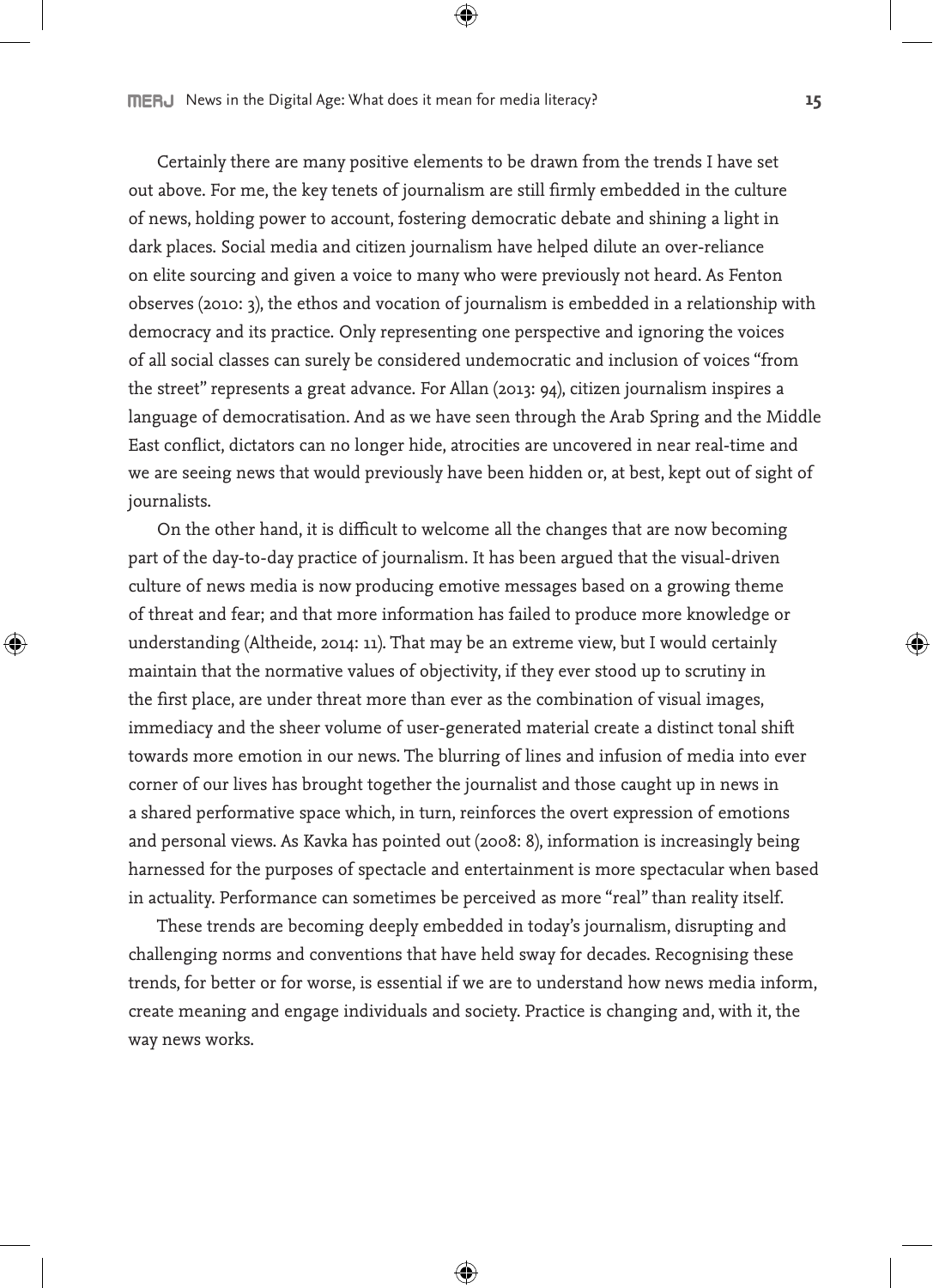Certainly there are many positive elements to be drawn from the trends I have set out above. For me, the key tenets of journalism are still firmly embedded in the culture of news, holding power to account, fostering democratic debate and shining a light in dark places. Social media and citizen journalism have helped dilute an over-reliance on elite sourcing and given a voice to many who were previously not heard. As Fenton observes (2010: 3), the ethos and vocation of journalism is embedded in a relationship with democracy and its practice. Only representing one perspective and ignoring the voices of all social classes can surely be considered undemocratic and inclusion of voices "from the street" represents a great advance. For Allan (2013: 94), citizen journalism inspires a language of democratisation. And as we have seen through the Arab Spring and the Middle East conflict, dictators can no longer hide, atrocities are uncovered in near real-time and we are seeing news that would previously have been hidden or, at best, kept out of sight of journalists.

On the other hand, it is difficult to welcome all the changes that are now becoming part of the day-to-day practice of journalism. It has been argued that the visual-driven culture of news media is now producing emotive messages based on a growing theme of threat and fear; and that more information has failed to produce more knowledge or understanding (Altheide, 2014: 11). That may be an extreme view, but I would certainly maintain that the normative values of objectivity, if they ever stood up to scrutiny in the first place, are under threat more than ever as the combination of visual images, immediacy and the sheer volume of user-generated material create a distinct tonal shift towards more emotion in our news. The blurring of lines and infusion of media into ever corner of our lives has brought together the journalist and those caught up in news in a shared performative space which, in turn, reinforces the overt expression of emotions and personal views. As Kavka has pointed out (2008: 8), information is increasingly being harnessed for the purposes of spectacle and entertainment is more spectacular when based in actuality. Performance can sometimes be perceived as more "real" than reality itself.

These trends are becoming deeply embedded in today's journalism, disrupting and challenging norms and conventions that have held sway for decades. Recognising these trends, for better or for worse, is essential if we are to understand how news media inform, create meaning and engage individuals and society. Practice is changing and, with it, the way news works.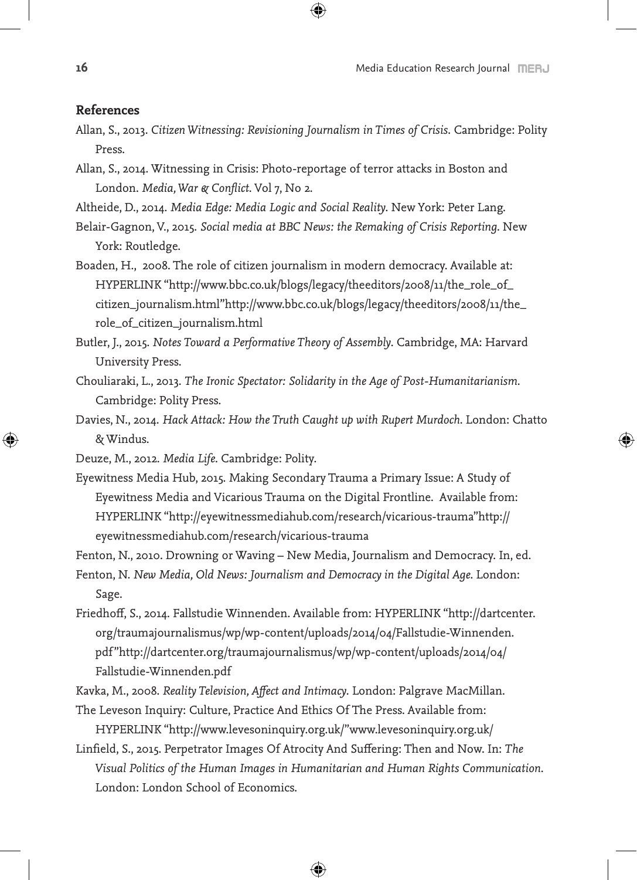## References

Allan, S., 2013. *Citizen Witnessing: Revisioning Journalism in Times of Crisis*. Cambridge: Polity Press.

Allan, S., 2014. Witnessing in Crisis: Photo-reportage of terror attacks in Boston and London. *Media, War & Conflict*. Vol 7, No 2.

Altheide, D., 2014. *Media Edge: Media Logic and Social Reality*. New York: Peter Lang.

Belair-Gagnon, V., 2015. *Social media at BBC News: the Remaking of Crisis Reporting*. New York: Routledge.

Boaden, H., 2008. The role of citizen journalism in modern democracy. Available at: HYPERLINK "http://www.bbc.co.uk/blogs/legacy/theeditors/2008/11/the_role_of_citizen_journalism.html"http://www.bbc.co.uk/blogs/legacy/theeditors/2008/11/the_role_of_citizen_journalism.html

Butler, J., 2015. *Notes Toward a Performative Theory of Assembly*. Cambridge, MA: Harvard University Press.

Chouliaraki, L., 2013. *The Ironic Spectator: Solidarity in the Age of Post-Humanitarianism*. Cambridge: Polity Press.

Davies, N., 2014. *Hack Attack: How the Truth Caught up with Rupert Murdoch*. London: Chatto & Windus.

Deuze, M., 2012. *Media Life*. Cambridge: Polity.

Eyewitness Media Hub, 2015. Making Secondary Trauma a Primary Issue: A Study of Eyewitness Media and Vicarious Trauma on the Digital Frontline. Available from: HYPERLINK "http://eyewitnessmediahub.com/research/vicarious-trauma"http://eyewitnessmediahub.com/research/vicarious-trauma

Fenton, N., 2010. Drowning or Waving – New Media, Journalism and Democracy. In, ed.

Fenton, N. *New Media, Old News: Journalism and Democracy in the Digital Age*. London: Sage.

Friedhoff, S., 2014. Fallstudie Winnenden. Available from: HYPERLINK "http://dartcenter.org/traumajournalismus/wp/wp-content/uploads/2014/04/Fallstudie-Winnenden.pdf"http://dartcenter.org/traumajournalismus/wp/wp-content/uploads/2014/04/Fallstudie-Winnenden.pdf

Kavka, M., 2008. *Reality Television, Affect and Intimacy*. London: Palgrave MacMillan.

The Leveson Inquiry: Culture, Practice And Ethics Of The Press. Available from: HYPERLINK "http://www.levesoninquiry.org.uk/"www.levesoninquiry.org.uk/

Linfield, S., 2015. Perpetrator Images Of Atrocity And Suffering: Then and Now. In: *The Visual Politics of the Human Images in Humanitarian and Human Rights Communication*. London: London School of Economics.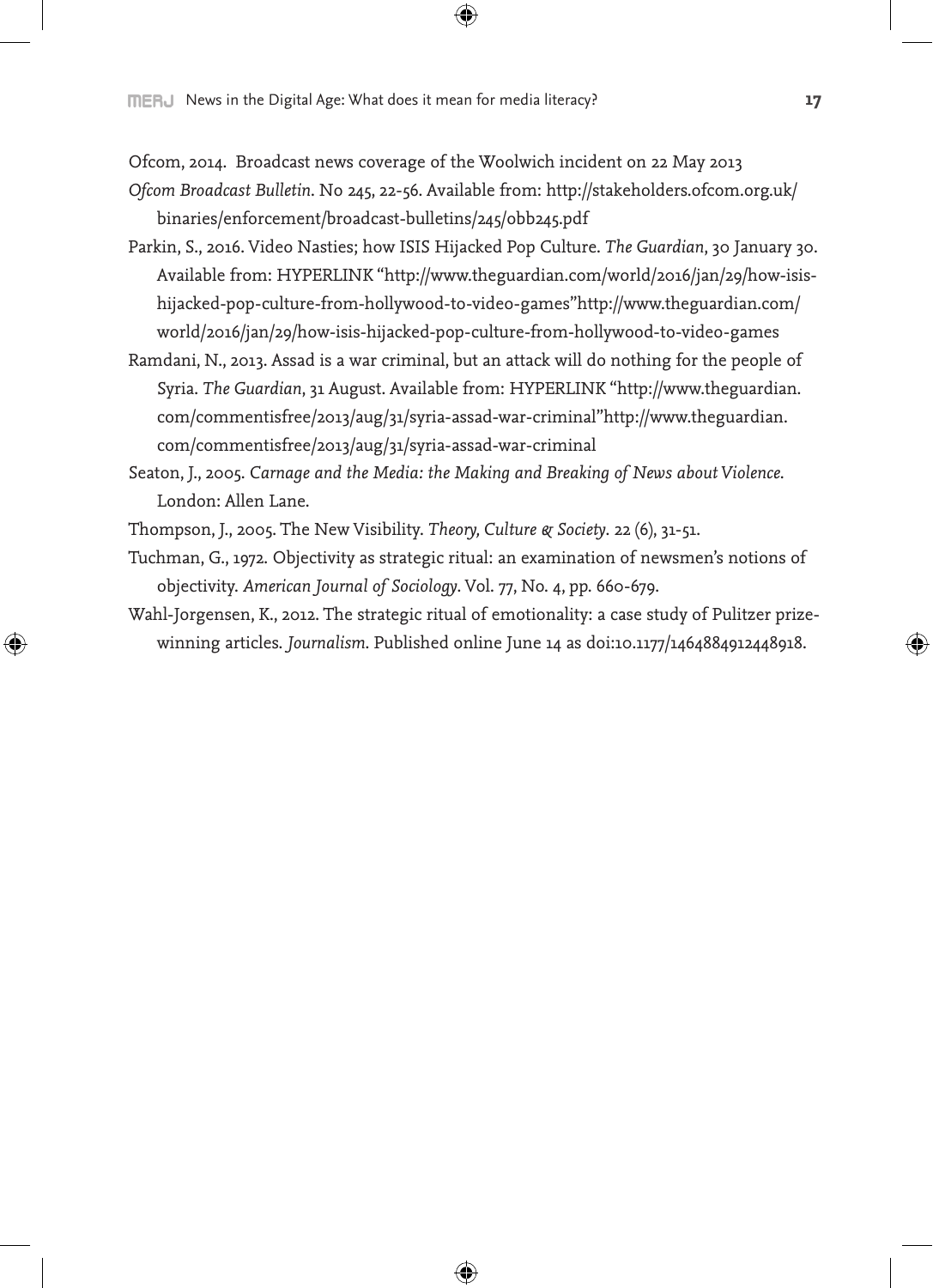Ofcom, 2014. Broadcast news coverage of the Woolwich incident on 22 May 2013 *Ofcom Broadcast Bulletin*. No 245, 22-56. Available from: http://stakeholders.ofcom.org.uk/binaries/enforcement/broadcast-bulletins/245/obb245.pdf

Parkin, S., 2016. Video Nasties; how ISIS Hijacked Pop Culture. *The Guardian*, 30 January 30. Available from: HYPERLINK "http://www.theguardian.com/world/2016/jan/29/how-isis-hijacked-pop-culture-from-hollywood-to-video-games"http://www.theguardian.com/world/2016/jan/29/how-isis-hijacked-pop-culture-from-hollywood-to-video-games

Ramdani, N., 2013. Assad is a war criminal, but an attack will do nothing for the people of Syria. *The Guardian*, 31 August. Available from: HYPERLINK "http://www.theguardian.com/commentisfree/2013/aug/31/syria-assad-war-criminal"http://www.theguardian.com/commentisfree/2013/aug/31/syria-assad-war-criminal

Seaton, J., 2005. *Carnage and the Media: the Making and Breaking of News about Violence*. London: Allen Lane.

Thompson, J., 2005. The New Visibility. *Theory, Culture & Society*. 22 (6), 31-51.

Tuchman, G., 1972. Objectivity as strategic ritual: an examination of newsmen's notions of objectivity. *American Journal of Sociology*. Vol. 77, No. 4, pp. 660-679.

Wahl-Jorgensen, K., 2012. The strategic ritual of emotionality: a case study of Pulitzer prize-winning articles. *Journalism*. Published online June 14 as doi:10.1177/1464884912448918.